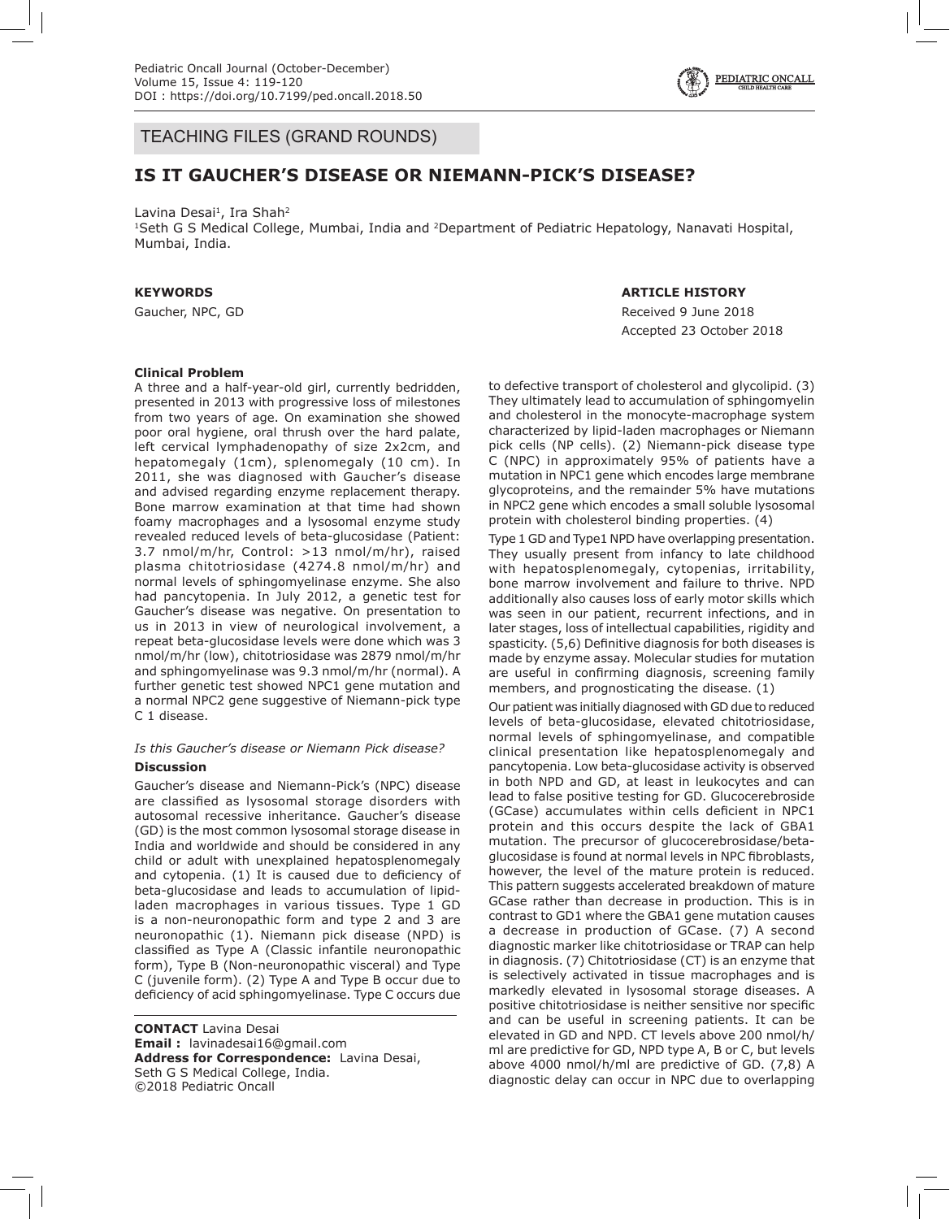TEACHING FILES (GRAND ROUNDS)

# IS IT GAUCHER'S DISEASE OR NIEMANN-PICK'S DISEASE?

Lavina Desai[1], Ira Shah[2]

[1]Seth G S Medical College, Mumbai, India and [2]Department of Pediatric Hepatology, Nanavati Hospital, Mumbai, India.

**KEYWORDS**

Gaucher, NPC, GD

**ARTICLE HISTORY**

Received 9 June 2018

Accepted 23 October 2018

**Clinical Problem**

A three and a half-year-old girl, currently bedridden, presented in 2013 with progressive loss of milestones from two years of age. On examination she showed poor oral hygiene, oral thrush over the hard palate, left cervical lymphadenopathy of size 2x2cm, and hepatomegaly (1cm), splenomegaly (10 cm). In 2011, she was diagnosed with Gaucher's disease and advised regarding enzyme replacement therapy. Bone marrow examination at that time had shown foamy macrophages and a lysosomal enzyme study revealed reduced levels of beta-glucosidase (Patient: 3.7 nmol/m/hr, Control: >13 nmol/m/hr), raised plasma chitotriosidase (4274.8 nmol/m/hr) and normal levels of sphingomyelinase enzyme. She also had pancytopenia. In July 2012, a genetic test for Gaucher's disease was negative. On presentation to us in 2013 in view of neurological involvement, a repeat beta-glucosidase levels were done which was 3 nmol/m/hr (low), chitotriosidase was 2879 nmol/m/hr and sphingomyelinase was 9.3 nmol/m/hr (normal). A further genetic test showed NPC1 gene mutation and a normal NPC2 gene suggestive of Niemann-pick type C 1 disease.

*Is this Gaucher's disease or Niemann Pick disease?*

**Discussion**

Gaucher's disease and Niemann-Pick's (NPC) disease are classified as lysosomal storage disorders with autosomal recessive inheritance. Gaucher's disease (GD) is the most common lysosomal storage disease in India and worldwide and should be considered in any child or adult with unexplained hepatosplenomegaly and cytopenia. (1) It is caused due to deficiency of beta-glucosidase and leads to accumulation of lipid-laden macrophages in various tissues. Type 1 GD is a non-neuronopathic form and type 2 and 3 are neuronopathic (1). Niemann pick disease (NPD) is classified as Type A (Classic infantile neuronopathic form), Type B (Non-neuronopathic visceral) and Type C (juvenile form). (2) Type A and Type B occur due to deficiency of acid sphingomyelinase. Type C occurs due to defective transport of cholesterol and glycolipid. (3) They ultimately lead to accumulation of sphingomyelin and cholesterol in the monocyte-macrophage system characterized by lipid-laden macrophages or Niemann pick cells (NP cells). (2) Niemann-pick disease type C (NPC) in approximately 95% of patients have a mutation in NPC1 gene which encodes large membrane glycoproteins, and the remainder 5% have mutations in NPC2 gene which encodes a small soluble lysosomal protein with cholesterol binding properties. (4)

Type 1 GD and Type1 NPD have overlapping presentation. They usually present from infancy to late childhood with hepatosplenomegaly, cytopenias, irritability, bone marrow involvement and failure to thrive. NPD additionally also causes loss of early motor skills which was seen in our patient, recurrent infections, and in later stages, loss of intellectual capabilities, rigidity and spasticity. (5,6) Definitive diagnosis for both diseases is made by enzyme assay. Molecular studies for mutation are useful in confirming diagnosis, screening family members, and prognosticating the disease. (1)

Our patient was initially diagnosed with GD due to reduced levels of beta-glucosidase, elevated chitotriosidase, normal levels of sphingomyelinase, and compatible clinical presentation like hepatosplenomegaly and pancytopenia. Low beta-glucosidase activity is observed in both NPD and GD, at least in leukocytes and can lead to false positive testing for GD. Glucocerebroside (GCase) accumulates within cells deficient in NPC1 protein and this occurs despite the lack of GBA1 mutation. The precursor of glucocerebrosidase/beta-glucosidase is found at normal levels in NPC fibroblasts, however, the level of the mature protein is reduced. This pattern suggests accelerated breakdown of mature GCase rather than decrease in production. This is in contrast to GD1 where the GBA1 gene mutation causes a decrease in production of GCase. (7) A second diagnostic marker like chitotriosidase or TRAP can help in diagnosis. (7) Chitotriosidase (CT) is an enzyme that is selectively activated in tissue macrophages and is markedly elevated in lysosomal storage diseases. A positive chitotriosidase is neither sensitive nor specific and can be useful in screening patients. It can be elevated in GD and NPD. CT levels above 200 nmol/h/ml are predictive for GD, NPD type A, B or C, but levels above 4000 nmol/h/ml are predictive of GD. (7,8) A diagnostic delay can occur in NPC due to overlapping

**CONTACT** Lavina Desai
**Email :** lavinadesai16@gmail.com
**Address for Correspondence:** Lavina Desai, Seth G S Medical College, India.
©2018 Pediatric Oncall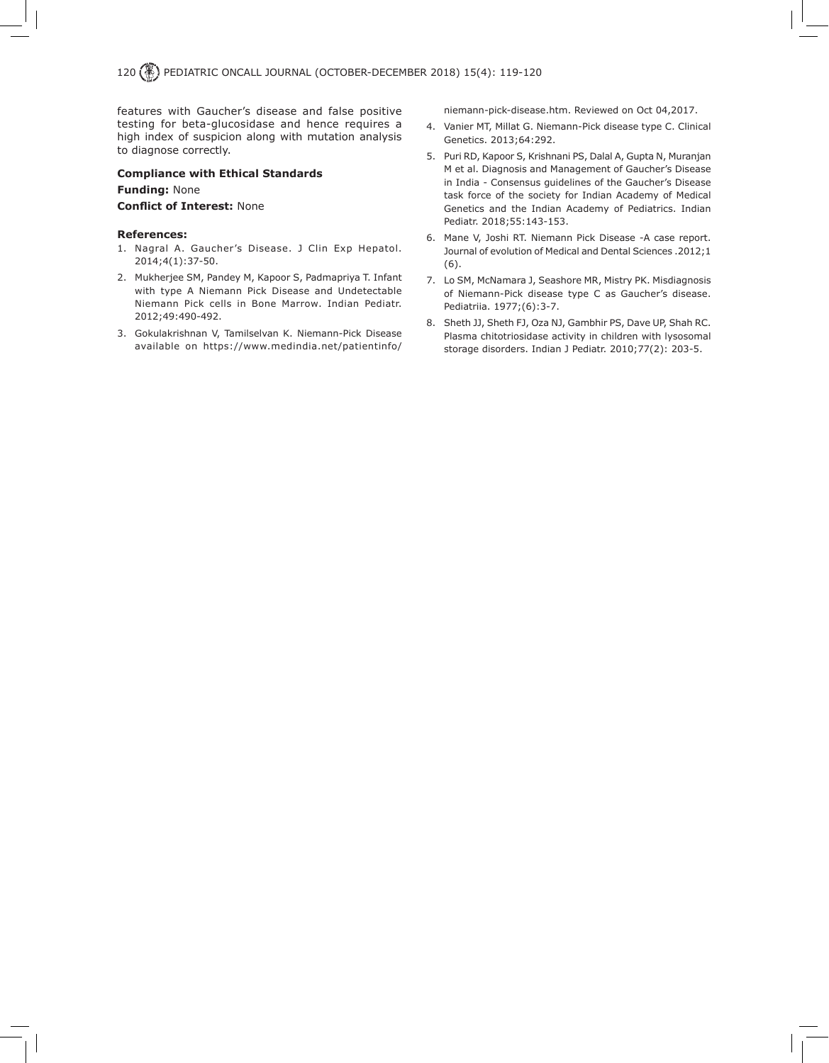features with Gaucher's disease and false positive testing for beta-glucosidase and hence requires a high index of suspicion along with mutation analysis to diagnose correctly.

**Compliance with Ethical Standards**

**Funding:** None

**Conflict of Interest:** None

**References:**

1. Nagral A. Gaucher's Disease. J Clin Exp Hepatol. 2014;4(1):37-50.
2. Mukherjee SM, Pandey M, Kapoor S, Padmapriya T. Infant with type A Niemann Pick Disease and Undetectable Niemann Pick cells in Bone Marrow. Indian Pediatr. 2012;49:490-492.
3. Gokulakrishnan V, Tamilselvan K. Niemann-Pick Disease available on https://www.medindia.net/patientinfo/niemann-pick-disease.htm. Reviewed on Oct 04,2017.
4. Vanier MT, Millat G. Niemann-Pick disease type C. Clinical Genetics. 2013;64:292.
5. Puri RD, Kapoor S, Krishnani PS, Dalal A, Gupta N, Muranjan M et al. Diagnosis and Management of Gaucher's Disease in India - Consensus guidelines of the Gaucher's Disease task force of the society for Indian Academy of Medical Genetics and the Indian Academy of Pediatrics. Indian Pediatr. 2018;55:143-153.
6. Mane V, Joshi RT. Niemann Pick Disease -A case report. Journal of evolution of Medical and Dental Sciences .2012;1 (6).
7. Lo SM, McNamara J, Seashore MR, Mistry PK. Misdiagnosis of Niemann-Pick disease type C as Gaucher's disease. Pediatriia. 1977;(6):3-7.
8. Sheth JJ, Sheth FJ, Oza NJ, Gambhir PS, Dave UP, Shah RC. Plasma chitotriosidase activity in children with lysosomal storage disorders. Indian J Pediatr. 2010;77(2): 203-5.